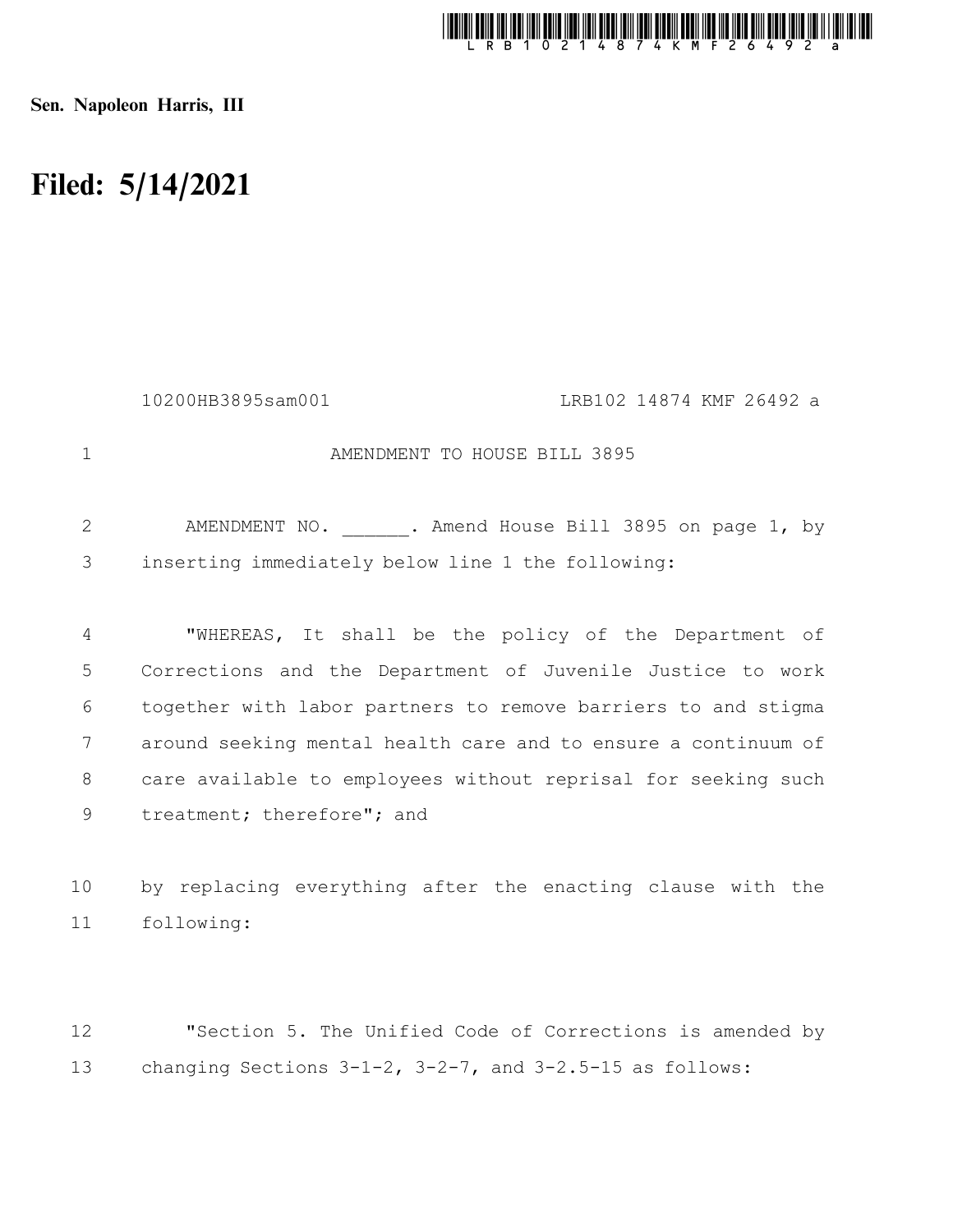**Sen. Napoleon Harris, III**

# Filed: 5/14/2021

10200HB3895sam001 LRB102 14874 KMF 26492 a

AMENDMENT TO HOUSE BILL 3895

AMENDMENT NO. ______. Amend House Bill 3895 on page 1, by inserting immediately below line 1 the following:

"WHEREAS, It shall be the policy of the Department of Corrections and the Department of Juvenile Justice to work together with labor partners to remove barriers to and stigma around seeking mental health care and to ensure a continuum of care available to employees without reprisal for seeking such treatment; therefore"; and

by replacing everything after the enacting clause with the following:

"Section 5. The Unified Code of Corrections is amended by changing Sections 3-1-2, 3-2-7, and 3-2.5-15 as follows: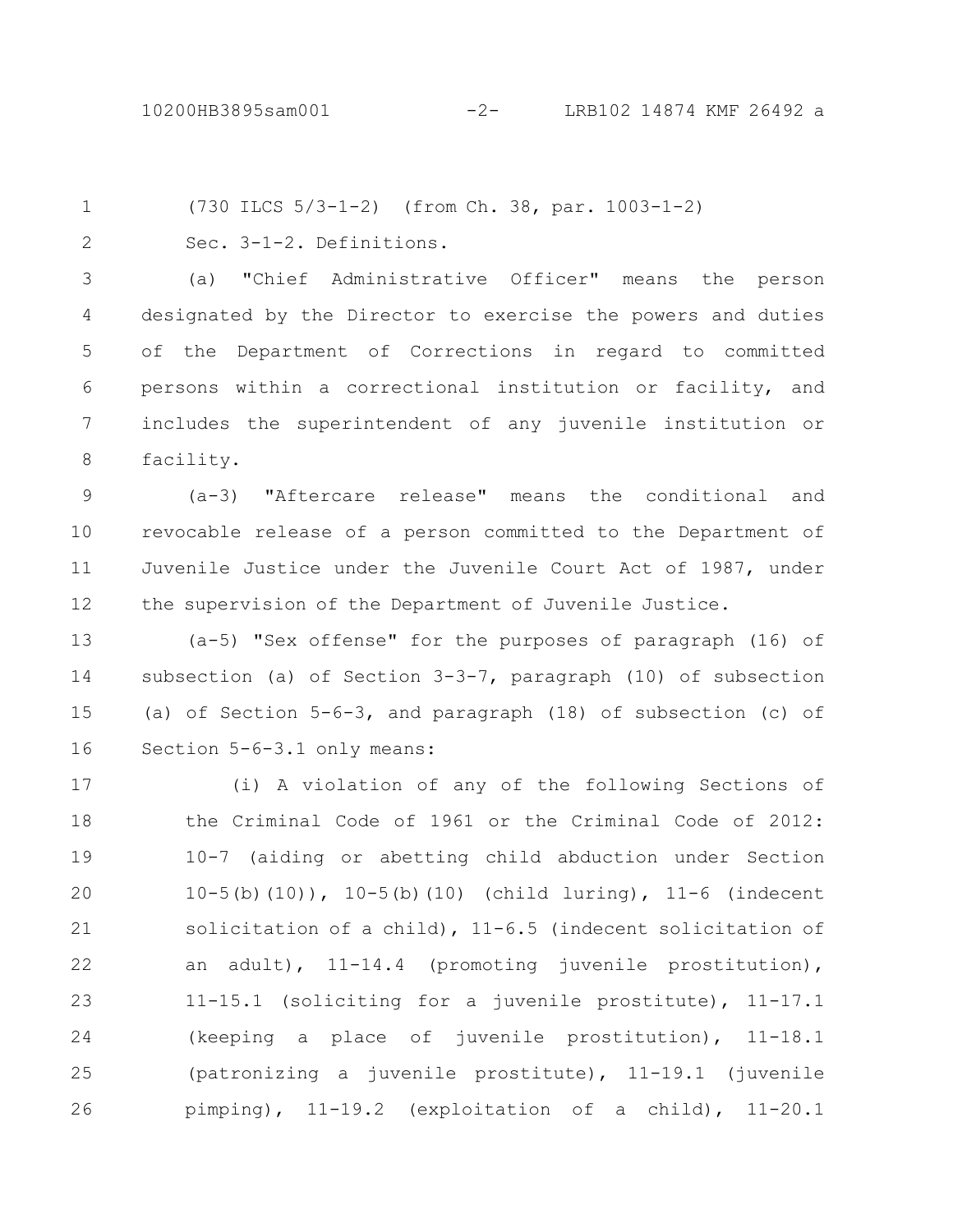(730 ILCS 5/3-1-2) (from Ch. 38, par. 1003-1-2)

Sec. 3-1-2. Definitions.

(a) "Chief Administrative Officer" means the person designated by the Director to exercise the powers and duties of the Department of Corrections in regard to committed persons within a correctional institution or facility, and includes the superintendent of any juvenile institution or facility.

(a-3) "Aftercare release" means the conditional and revocable release of a person committed to the Department of Juvenile Justice under the Juvenile Court Act of 1987, under the supervision of the Department of Juvenile Justice.

(a-5) "Sex offense" for the purposes of paragraph (16) of subsection (a) of Section 3-3-7, paragraph (10) of subsection (a) of Section 5-6-3, and paragraph (18) of subsection (c) of Section 5-6-3.1 only means:

(i) A violation of any of the following Sections of the Criminal Code of 1961 or the Criminal Code of 2012: 10-7 (aiding or abetting child abduction under Section 10-5(b)(10)), 10-5(b)(10) (child luring), 11-6 (indecent solicitation of a child), 11-6.5 (indecent solicitation of an adult), 11-14.4 (promoting juvenile prostitution), 11-15.1 (soliciting for a juvenile prostitute), 11-17.1 (keeping a place of juvenile prostitution), 11-18.1 (patronizing a juvenile prostitute), 11-19.1 (juvenile pimping), 11-19.2 (exploitation of a child), 11-20.1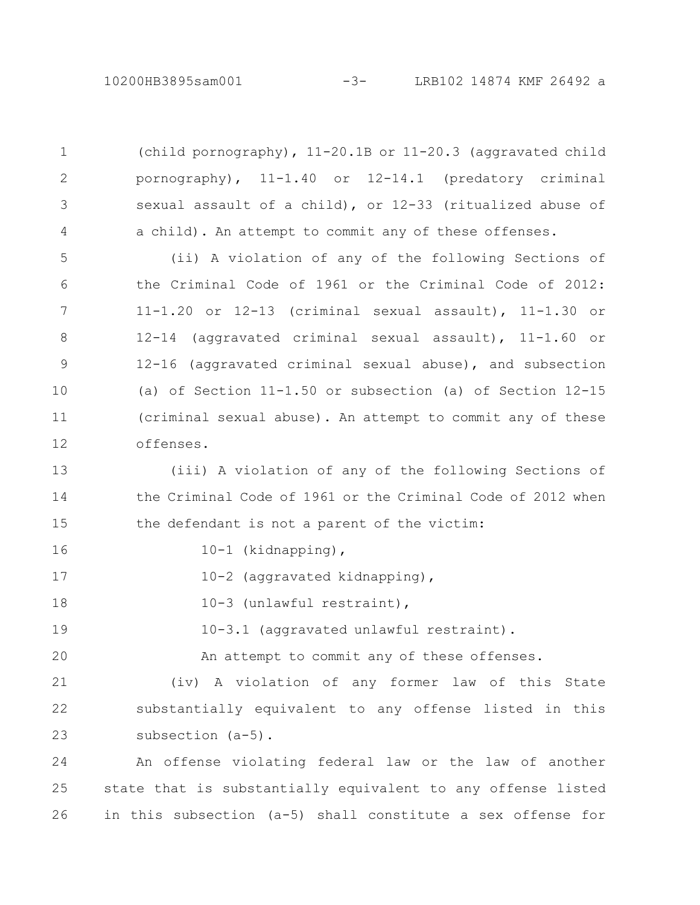(child pornography), 11-20.1B or 11-20.3 (aggravated child pornography), 11-1.40 or 12-14.1 (predatory criminal sexual assault of a child), or 12-33 (ritualized abuse of a child). An attempt to commit any of these offenses.

(ii) A violation of any of the following Sections of the Criminal Code of 1961 or the Criminal Code of 2012: 11-1.20 or 12-13 (criminal sexual assault), 11-1.30 or 12-14 (aggravated criminal sexual assault), 11-1.60 or 12-16 (aggravated criminal sexual abuse), and subsection (a) of Section 11-1.50 or subsection (a) of Section 12-15 (criminal sexual abuse). An attempt to commit any of these offenses.

(iii) A violation of any of the following Sections of the Criminal Code of 1961 or the Criminal Code of 2012 when the defendant is not a parent of the victim:

10-1 (kidnapping),

10-2 (aggravated kidnapping),

10-3 (unlawful restraint),

10-3.1 (aggravated unlawful restraint).

An attempt to commit any of these offenses.

(iv) A violation of any former law of this State substantially equivalent to any offense listed in this subsection (a-5).

An offense violating federal law or the law of another state that is substantially equivalent to any offense listed in this subsection (a-5) shall constitute a sex offense for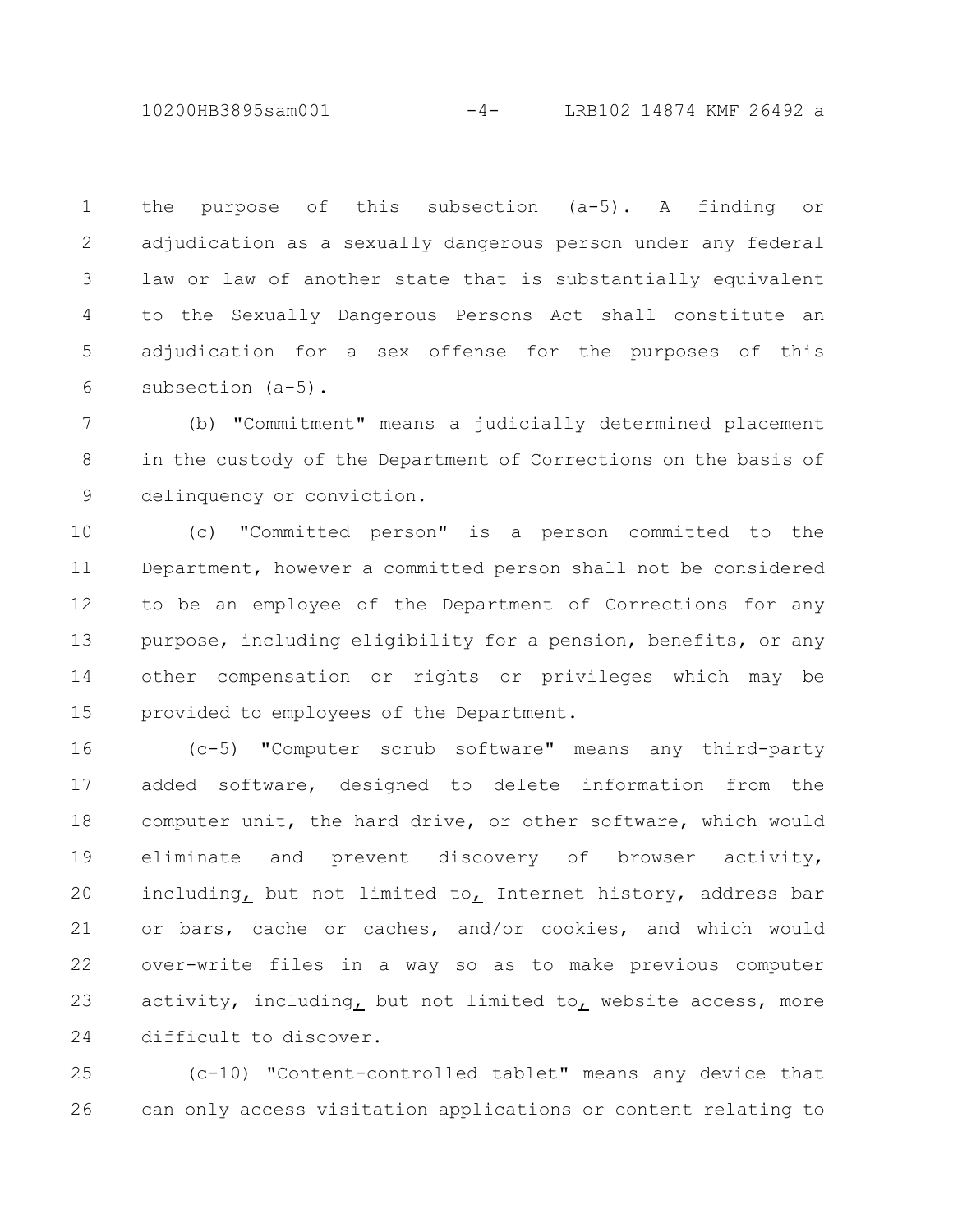the purpose of this subsection (a-5). A finding or adjudication as a sexually dangerous person under any federal law or law of another state that is substantially equivalent to the Sexually Dangerous Persons Act shall constitute an adjudication for a sex offense for the purposes of this subsection (a-5).

(b) "Commitment" means a judicially determined placement in the custody of the Department of Corrections on the basis of delinquency or conviction.

(c) "Committed person" is a person committed to the Department, however a committed person shall not be considered to be an employee of the Department of Corrections for any purpose, including eligibility for a pension, benefits, or any other compensation or rights or privileges which may be provided to employees of the Department.

(c-5) "Computer scrub software" means any third-party added software, designed to delete information from the computer unit, the hard drive, or other software, which would eliminate and prevent discovery of browser activity, including, but not limited to, Internet history, address bar or bars, cache or caches, and/or cookies, and which would over-write files in a way so as to make previous computer activity, including, but not limited to, website access, more difficult to discover.

(c-10) "Content-controlled tablet" means any device that can only access visitation applications or content relating to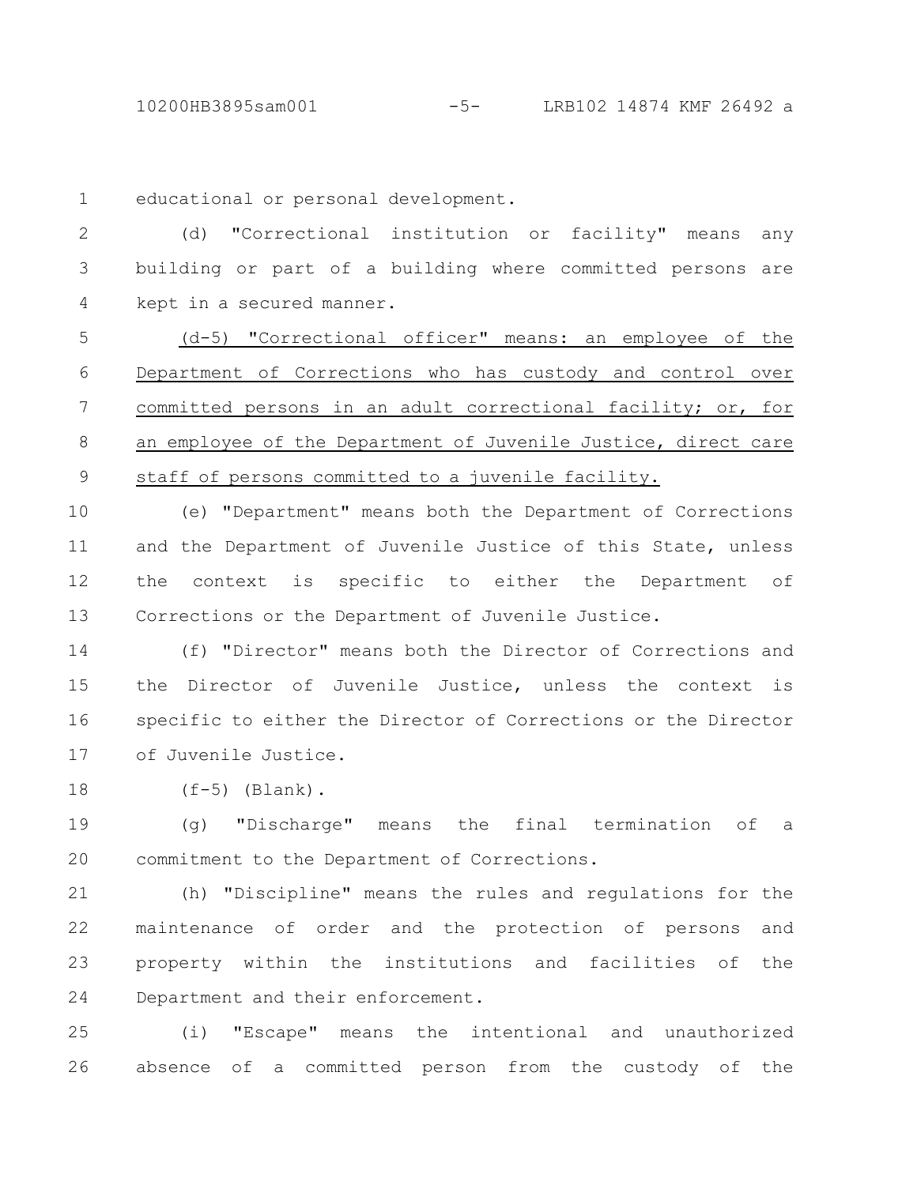educational or personal development.

(d) "Correctional institution or facility" means any building or part of a building where committed persons are kept in a secured manner.

<u>(d-5) "Correctional officer" means: an employee of the Department of Corrections who has custody and control over committed persons in an adult correctional facility; or, for an employee of the Department of Juvenile Justice, direct care staff of persons committed to a juvenile facility.</u>

(e) "Department" means both the Department of Corrections and the Department of Juvenile Justice of this State, unless the context is specific to either the Department of Corrections or the Department of Juvenile Justice.

(f) "Director" means both the Director of Corrections and the Director of Juvenile Justice, unless the context is specific to either the Director of Corrections or the Director of Juvenile Justice.

(f-5) (Blank).

(g) "Discharge" means the final termination of a commitment to the Department of Corrections.

(h) "Discipline" means the rules and regulations for the maintenance of order and the protection of persons and property within the institutions and facilities of the Department and their enforcement.

(i) "Escape" means the intentional and unauthorized absence of a committed person from the custody of the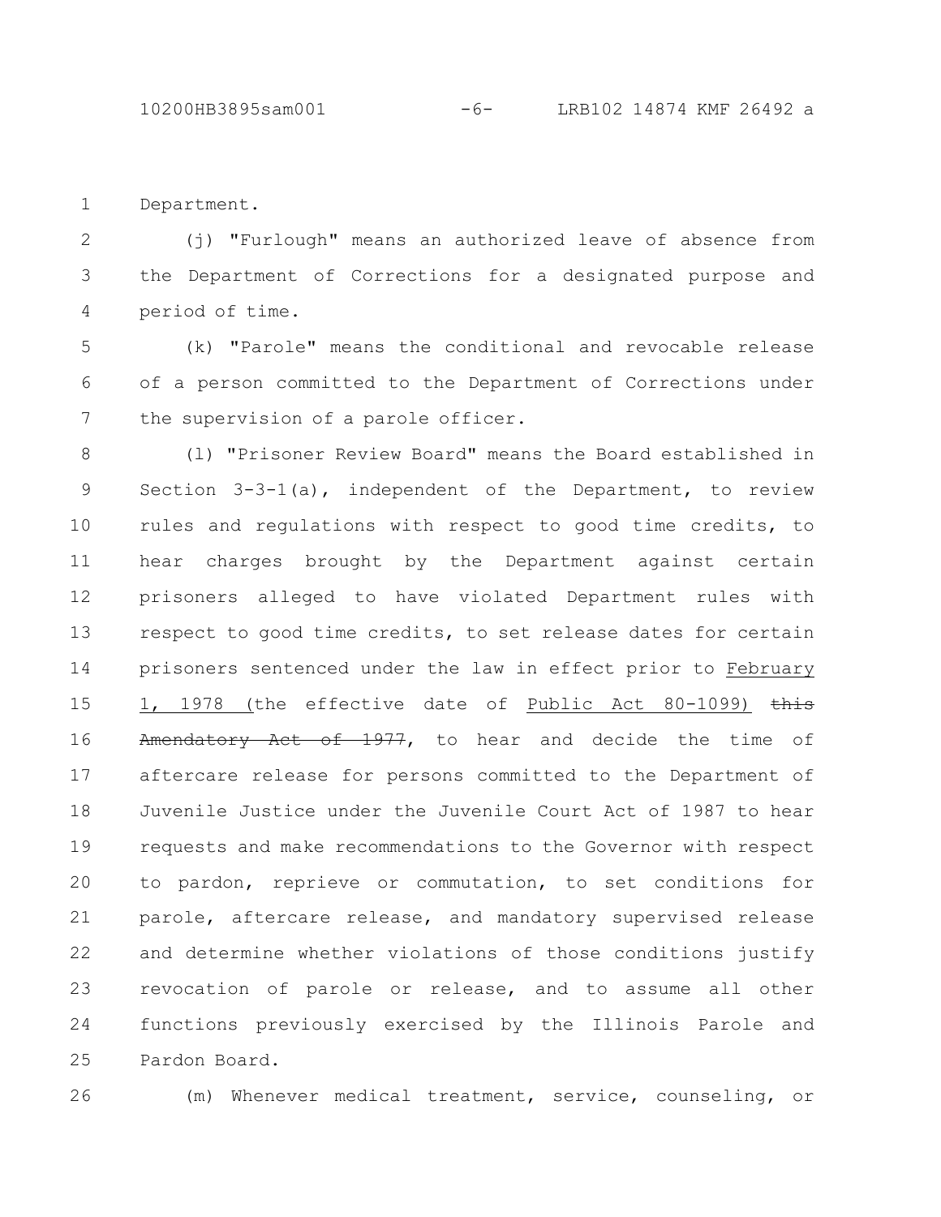Department.

(j) "Furlough" means an authorized leave of absence from the Department of Corrections for a designated purpose and period of time.

(k) "Parole" means the conditional and revocable release of a person committed to the Department of Corrections under the supervision of a parole officer.

(l) "Prisoner Review Board" means the Board established in Section 3-3-1(a), independent of the Department, to review rules and regulations with respect to good time credits, to hear charges brought by the Department against certain prisoners alleged to have violated Department rules with respect to good time credits, to set release dates for certain prisoners sentenced under the law in effect prior to February 1, 1978 (the effective date of Public Act 80-1099) ~~this Amendatory Act of 1977~~, to hear and decide the time of aftercare release for persons committed to the Department of Juvenile Justice under the Juvenile Court Act of 1987 to hear requests and make recommendations to the Governor with respect to pardon, reprieve or commutation, to set conditions for parole, aftercare release, and mandatory supervised release and determine whether violations of those conditions justify revocation of parole or release, and to assume all other functions previously exercised by the Illinois Parole and Pardon Board.

(m) Whenever medical treatment, service, counseling, or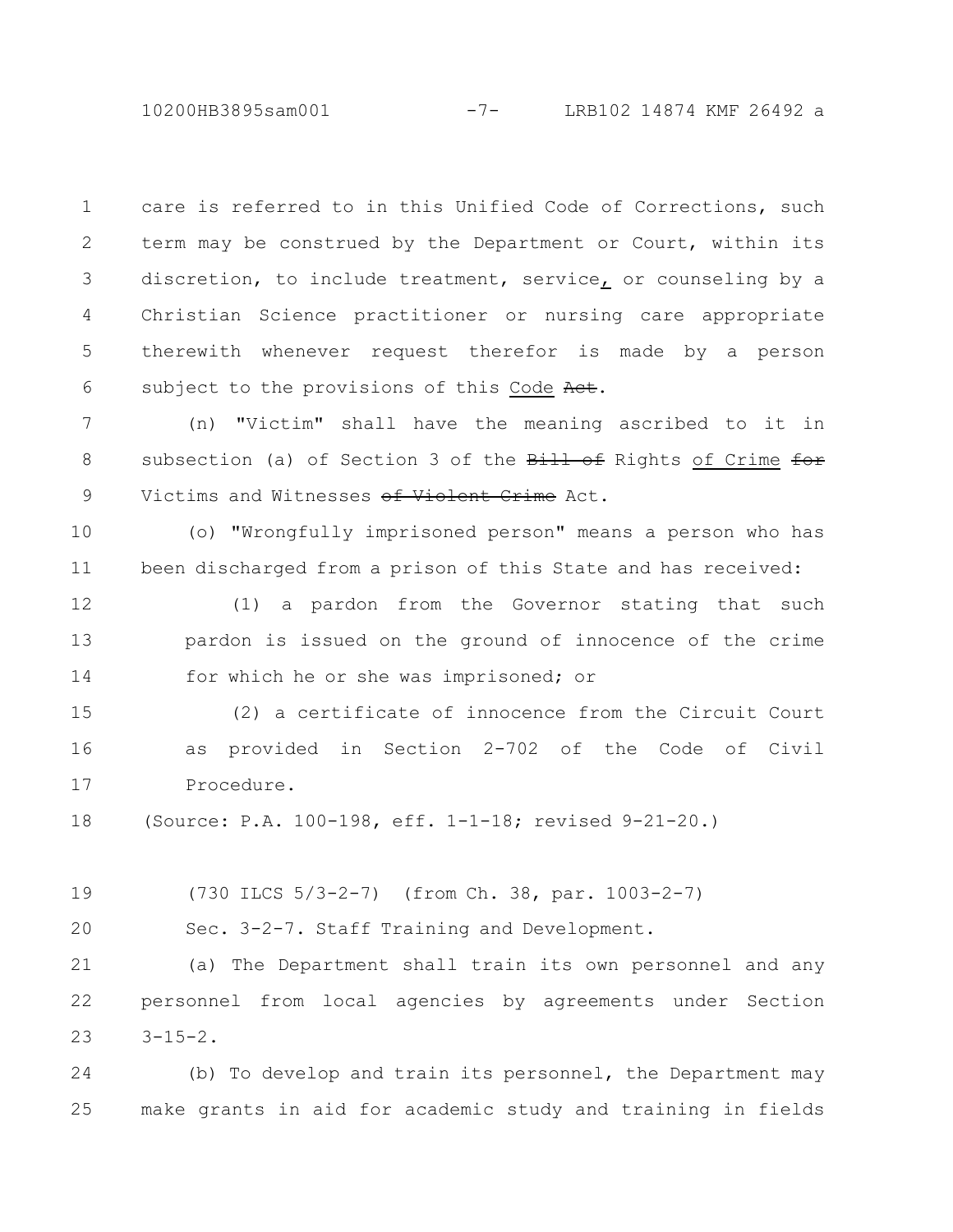care is referred to in this Unified Code of Corrections, such term may be construed by the Department or Court, within its discretion, to include treatment, service, or counseling by a Christian Science practitioner or nursing care appropriate therewith whenever request therefor is made by a person subject to the provisions of this Code ~~Act~~.

(n) "Victim" shall have the meaning ascribed to it in subsection (a) of Section 3 of the ~~Bill of~~ Rights of Crime ~~for~~ Victims and Witnesses ~~of Violent Crime~~ Act.

(o) "Wrongfully imprisoned person" means a person who has been discharged from a prison of this State and has received:

(1) a pardon from the Governor stating that such pardon is issued on the ground of innocence of the crime for which he or she was imprisoned; or

(2) a certificate of innocence from the Circuit Court as provided in Section 2-702 of the Code of Civil Procedure.

(Source: P.A. 100-198, eff. 1-1-18; revised 9-21-20.)

(730 ILCS 5/3-2-7) (from Ch. 38, par. 1003-2-7)

Sec. 3-2-7. Staff Training and Development.

(a) The Department shall train its own personnel and any personnel from local agencies by agreements under Section 3-15-2.

(b) To develop and train its personnel, the Department may make grants in aid for academic study and training in fields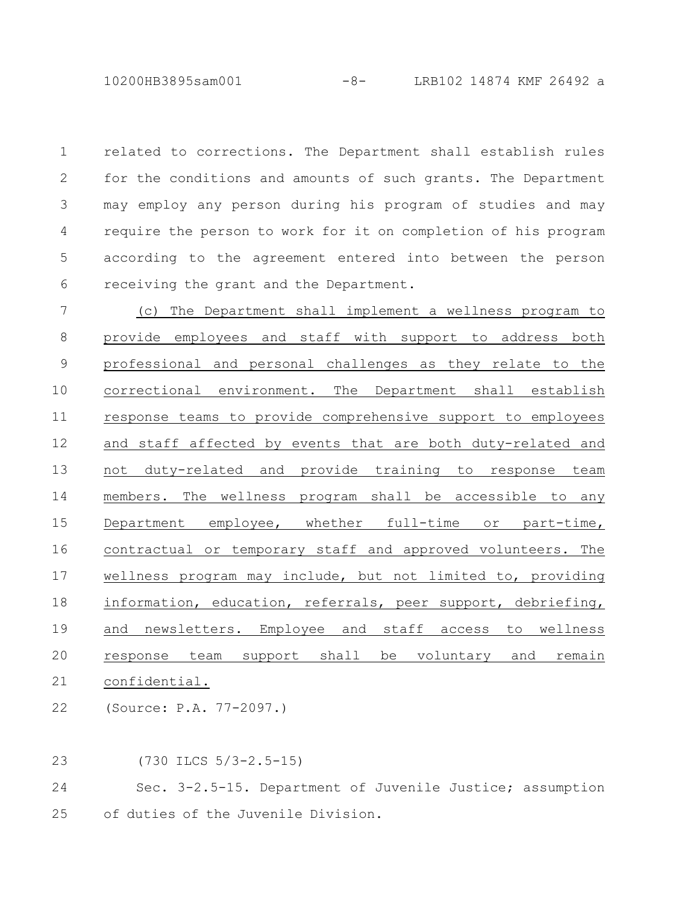related to corrections. The Department shall establish rules for the conditions and amounts of such grants. The Department may employ any person during his program of studies and may require the person to work for it on completion of his program according to the agreement entered into between the person receiving the grant and the Department.

<u>(c) The Department shall implement a wellness program to provide employees and staff with support to address both professional and personal challenges as they relate to the correctional environment. The Department shall establish response teams to provide comprehensive support to employees and staff affected by events that are both duty-related and not duty-related and provide training to response team members. The wellness program shall be accessible to any Department employee, whether full-time or part-time, contractual or temporary staff and approved volunteers. The wellness program may include, but not limited to, providing information, education, referrals, peer support, debriefing, and newsletters. Employee and staff access to wellness response team support shall be voluntary and remain confidential.</u>

(Source: P.A. 77-2097.)

(730 ILCS 5/3-2.5-15)

Sec. 3-2.5-15. Department of Juvenile Justice; assumption of duties of the Juvenile Division.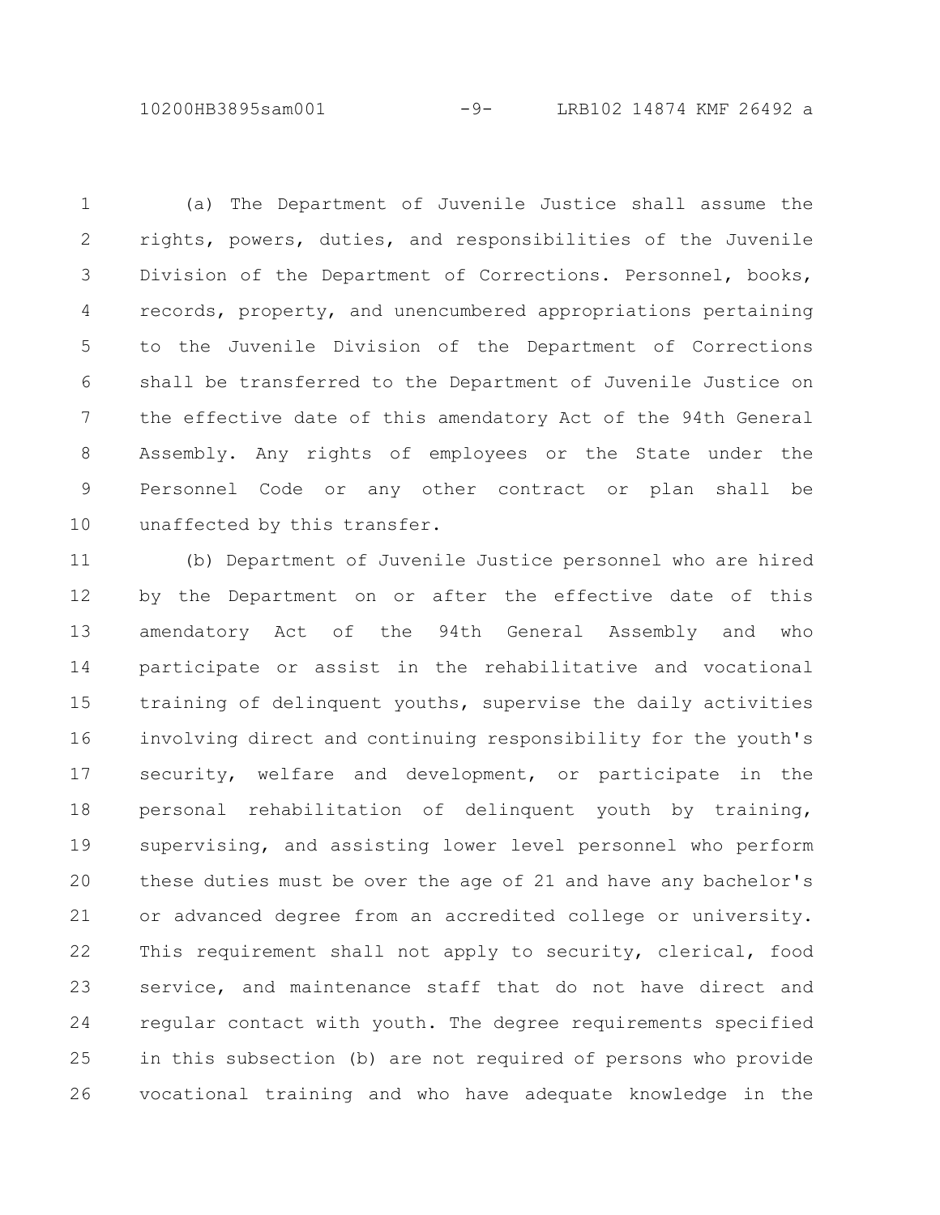(a) The Department of Juvenile Justice shall assume the rights, powers, duties, and responsibilities of the Juvenile Division of the Department of Corrections. Personnel, books, records, property, and unencumbered appropriations pertaining to the Juvenile Division of the Department of Corrections shall be transferred to the Department of Juvenile Justice on the effective date of this amendatory Act of the 94th General Assembly. Any rights of employees or the State under the Personnel Code or any other contract or plan shall be unaffected by this transfer.

(b) Department of Juvenile Justice personnel who are hired by the Department on or after the effective date of this amendatory Act of the 94th General Assembly and who participate or assist in the rehabilitative and vocational training of delinquent youths, supervise the daily activities involving direct and continuing responsibility for the youth's security, welfare and development, or participate in the personal rehabilitation of delinquent youth by training, supervising, and assisting lower level personnel who perform these duties must be over the age of 21 and have any bachelor's or advanced degree from an accredited college or university. This requirement shall not apply to security, clerical, food service, and maintenance staff that do not have direct and regular contact with youth. The degree requirements specified in this subsection (b) are not required of persons who provide vocational training and who have adequate knowledge in the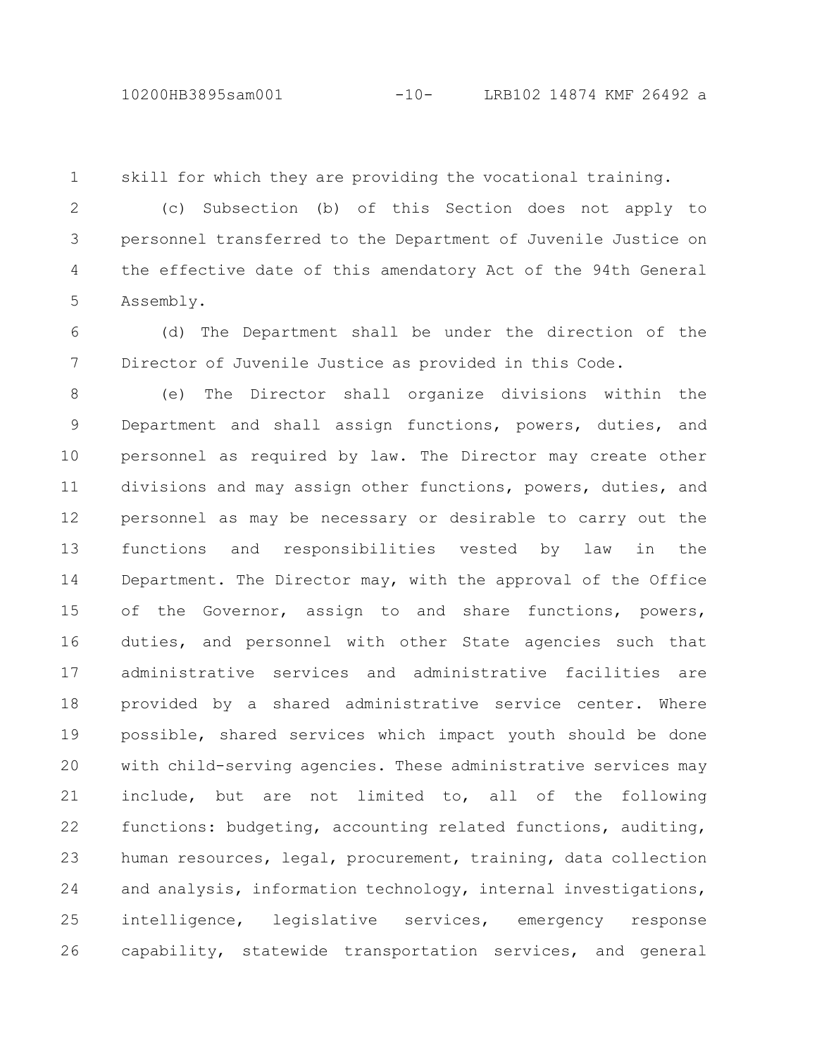skill for which they are providing the vocational training.

(c) Subsection (b) of this Section does not apply to personnel transferred to the Department of Juvenile Justice on the effective date of this amendatory Act of the 94th General Assembly.

(d) The Department shall be under the direction of the Director of Juvenile Justice as provided in this Code.

(e) The Director shall organize divisions within the Department and shall assign functions, powers, duties, and personnel as required by law. The Director may create other divisions and may assign other functions, powers, duties, and personnel as may be necessary or desirable to carry out the functions and responsibilities vested by law in the Department. The Director may, with the approval of the Office of the Governor, assign to and share functions, powers, duties, and personnel with other State agencies such that administrative services and administrative facilities are provided by a shared administrative service center. Where possible, shared services which impact youth should be done with child-serving agencies. These administrative services may include, but are not limited to, all of the following functions: budgeting, accounting related functions, auditing, human resources, legal, procurement, training, data collection and analysis, information technology, internal investigations, intelligence, legislative services, emergency response capability, statewide transportation services, and general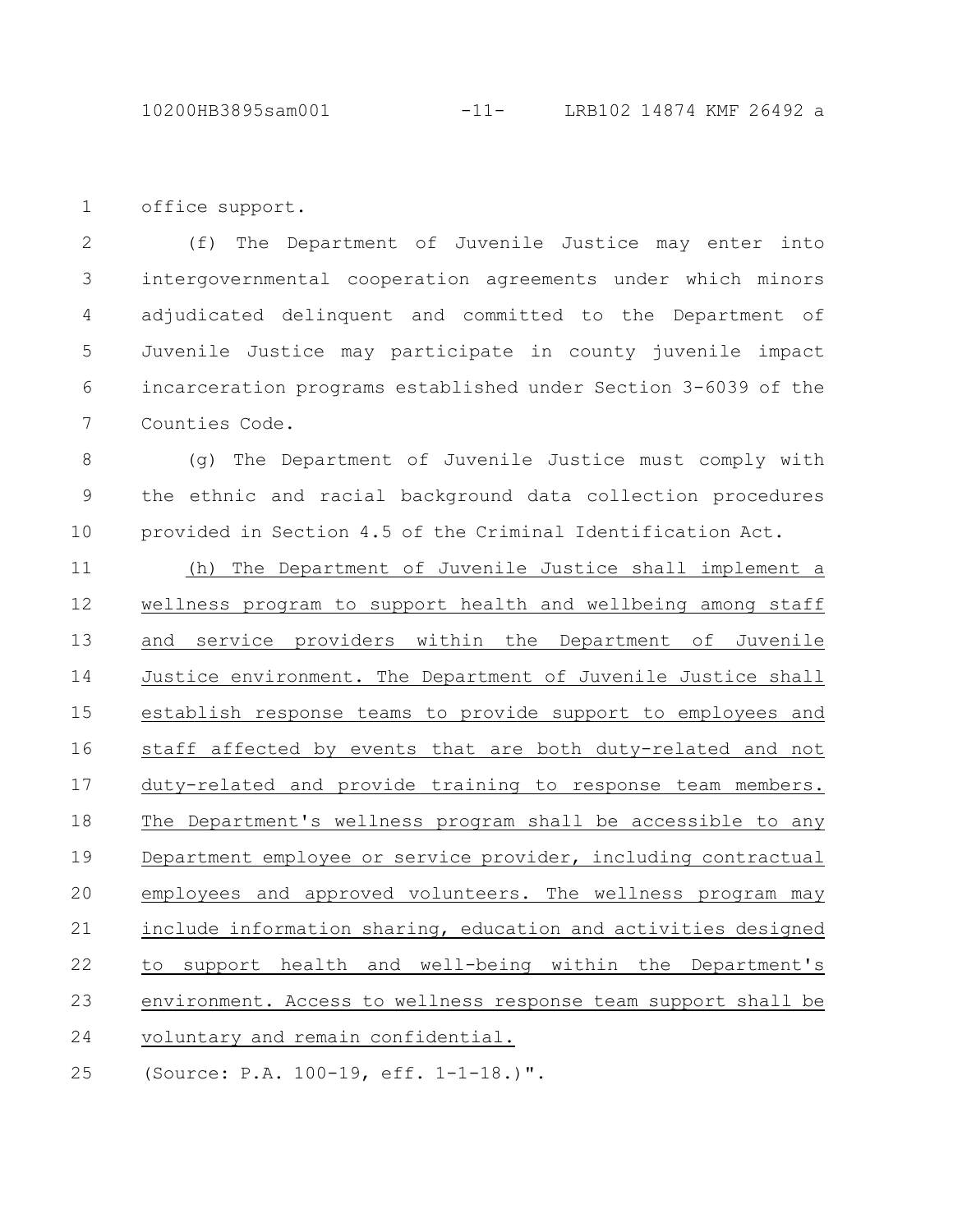office support.

(f) The Department of Juvenile Justice may enter into intergovernmental cooperation agreements under which minors adjudicated delinquent and committed to the Department of Juvenile Justice may participate in county juvenile impact incarceration programs established under Section 3-6039 of the Counties Code.

(g) The Department of Juvenile Justice must comply with the ethnic and racial background data collection procedures provided in Section 4.5 of the Criminal Identification Act.

<u>(h) The Department of Juvenile Justice shall implement a wellness program to support health and wellbeing among staff and service providers within the Department of Juvenile Justice environment. The Department of Juvenile Justice shall establish response teams to provide support to employees and staff affected by events that are both duty-related and not duty-related and provide training to response team members. The Department's wellness program shall be accessible to any Department employee or service provider, including contractual employees and approved volunteers. The wellness program may include information sharing, education and activities designed to support health and well-being within the Department's environment. Access to wellness response team support shall be voluntary and remain confidential.</u>

(Source: P.A. 100-19, eff. 1-1-18.)".